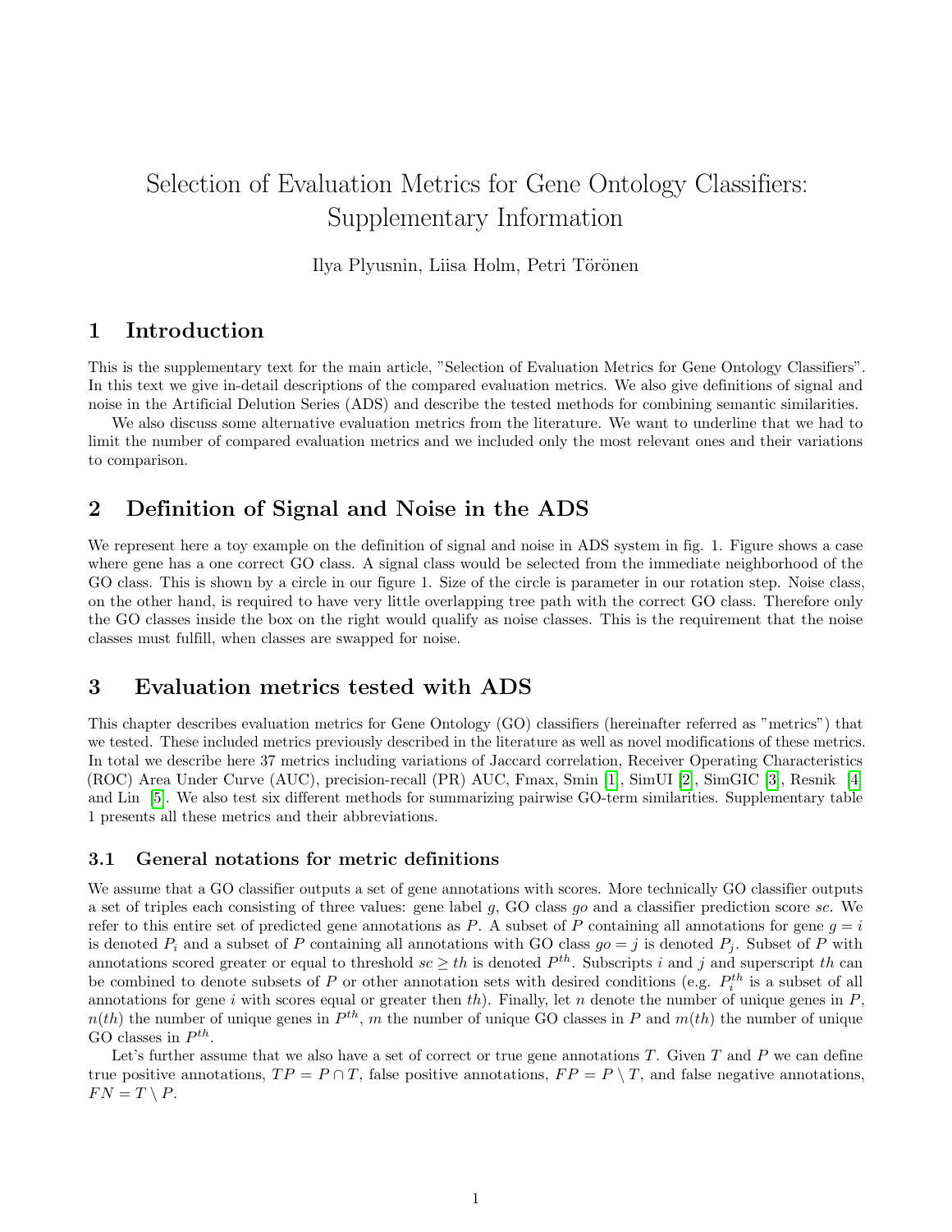# Selection of Evaluation Metrics for Gene Ontology Classifiers: Supplementary Information

Ilya Plyusnin, Liisa Holm, Petri Törönen

## 1 Introduction

This is the supplementary text for the main article, "Selection of Evaluation Metrics for Gene Ontology Classifiers". In this text we give in-detail descriptions of the compared evaluation metrics. We also give definitions of signal and noise in the Artificial Delution Series (ADS) and describe the tested methods for combining semantic similarities.

We also discuss some alternative evaluation metrics from the literature. We want to underline that we had to limit the number of compared evaluation metrics and we included only the most relevant ones and their variations to comparison.

## 2 Definition of Signal and Noise in the ADS

We represent here a toy example on the definition of signal and noise in ADS system in fig. 1. Figure shows a case where gene has a one correct GO class. A signal class would be selected from the immediate neighborhood of the GO class. This is shown by a circle in our figure 1. Size of the circle is parameter in our rotation step. Noise class, on the other hand, is required to have very little overlapping tree path with the correct GO class. Therefore only the GO classes inside the box on the right would qualify as noise classes. This is the requirement that the noise classes must fulfill, when classes are swapped for noise.

## 3 Evaluation metrics tested with ADS

This chapter describes evaluation metrics for Gene Ontology (GO) classifiers (hereinafter referred as "metrics") that we tested. These included metrics previously described in the literature as well as novel modifications of these metrics. In total we describe here 37 metrics including variations of Jaccard correlation, Receiver Operating Characteristics (ROC) Area Under Curve (AUC), precision-recall (PR) AUC, Fmax, Smin [1], SimUI [2], SimGIC [3], Resnik [4] and Lin [5]. We also test six different methods for summarizing pairwise GO-term similarities. Supplementary table 1 presents all these metrics and their abbreviations.

### 3.1 General notations for metric definitions

We assume that a GO classifier outputs a set of gene annotations with scores. More technically GO classifier outputs a set of triples each consisting of three values: gene label $g$, GO class $go$ and a classifier prediction score $sc$. We refer to this entire set of predicted gene annotations as $P$. A subset of $P$ containing all annotations for gene $g = i$ is denoted $P_i$ and a subset of $P$ containing all annotations with GO class $go = j$ is denoted $P_j$. Subset of $P$ with annotations scored greater or equal to threshold $sc \geq th$ is denoted $P^{th}$. Subscripts $i$ and $j$ and superscript $th$ can be combined to denote subsets of $P$ or other annotation sets with desired conditions (e.g. $P_i^{th}$ is a subset of all annotations for gene $i$ with scores equal or greater then $th$). Finally, let $n$ denote the number of unique genes in $P$, $n(th)$ the number of unique genes in $P^{th}$, $m$ the number of unique GO classes in $P$ and $m(th)$ the number of unique GO classes in $P^{th}$.

Let's further assume that we also have a set of correct or true gene annotations $T$. Given $T$ and $P$ we can define true positive annotations, $TP = P \cap T$, false positive annotations, $FP = P \setminus T$, and false negative annotations, $FN = T \setminus P$.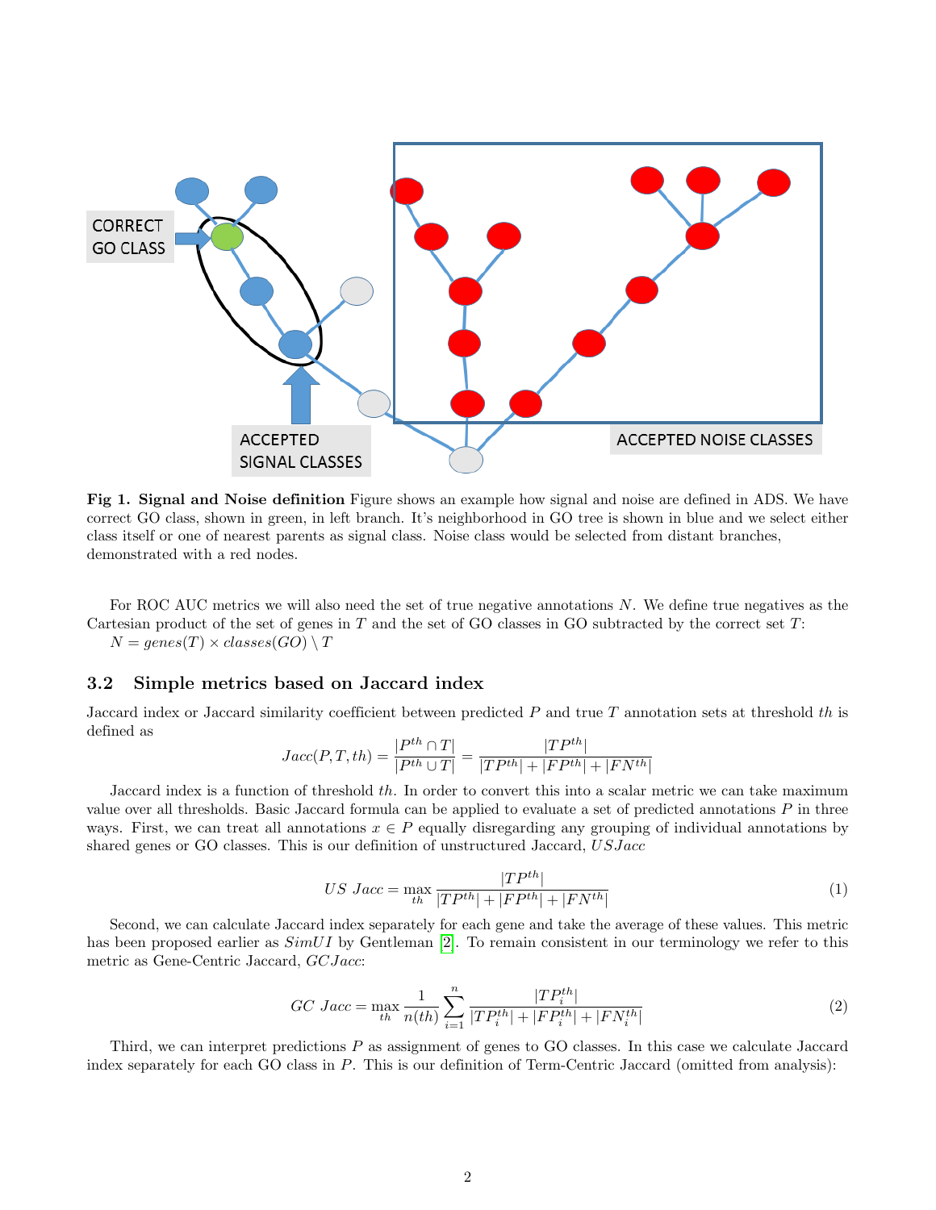**Fig 1. Signal and Noise definition** Figure shows an example how signal and noise are defined in ADS. We have correct GO class, shown in green, in left branch. It's neighborhood in GO tree is shown in blue and we select either class itself or one of nearest parents as signal class. Noise class would be selected from distant branches, demonstrated with a red nodes.

For ROC AUC metrics we will also need the set of true negative annotations $N$. We define true negatives as the Cartesian product of the set of genes in $T$ and the set of GO classes in GO subtracted by the correct set $T$:
$N = genes(T) \times classes(GO) \setminus T$

### 3.2 Simple metrics based on Jaccard index

Jaccard index or Jaccard similarity coefficient between predicted $P$ and true $T$ annotation sets at threshold $th$ is defined as

$$Jacc(P, T, th) = \frac{|P^{th} \cap T|}{|P^{th} \cup T|} = \frac{|TP^{th}|}{|TP^{th}| + |FP^{th}| + |FN^{th}|}$$

Jaccard index is a function of threshold $th$. In order to convert this into a scalar metric we can take maximum value over all thresholds. Basic Jaccard formula can be applied to evaluate a set of predicted annotations $P$ in three ways. First, we can treat all annotations $x \in P$ equally disregarding any grouping of individual annotations by shared genes or GO classes. This is our definition of unstructured Jaccard, $USJacc$

$$US\ Jacc = \max_{th} \frac{|TP^{th}|}{|TP^{th}| + |FP^{th}| + |FN^{th}|} \tag{1}$$

Second, we can calculate Jaccard index separately for each gene and take the average of these values. This metric has been proposed earlier as $SimUI$ by Gentleman [2]. To remain consistent in our terminology we refer to this metric as Gene-Centric Jaccard, $GCJacc$:

$$GC\ Jacc = \max_{th} \frac{1}{n(th)} \sum_{i=1}^{n} \frac{|TP_i^{th}|}{|TP_i^{th}| + |FP_i^{th}| + |FN_i^{th}|} \tag{2}$$

Third, we can interpret predictions $P$ as assignment of genes to GO classes. In this case we calculate Jaccard index separately for each GO class in $P$. This is our definition of Term-Centric Jaccard (omitted from analysis):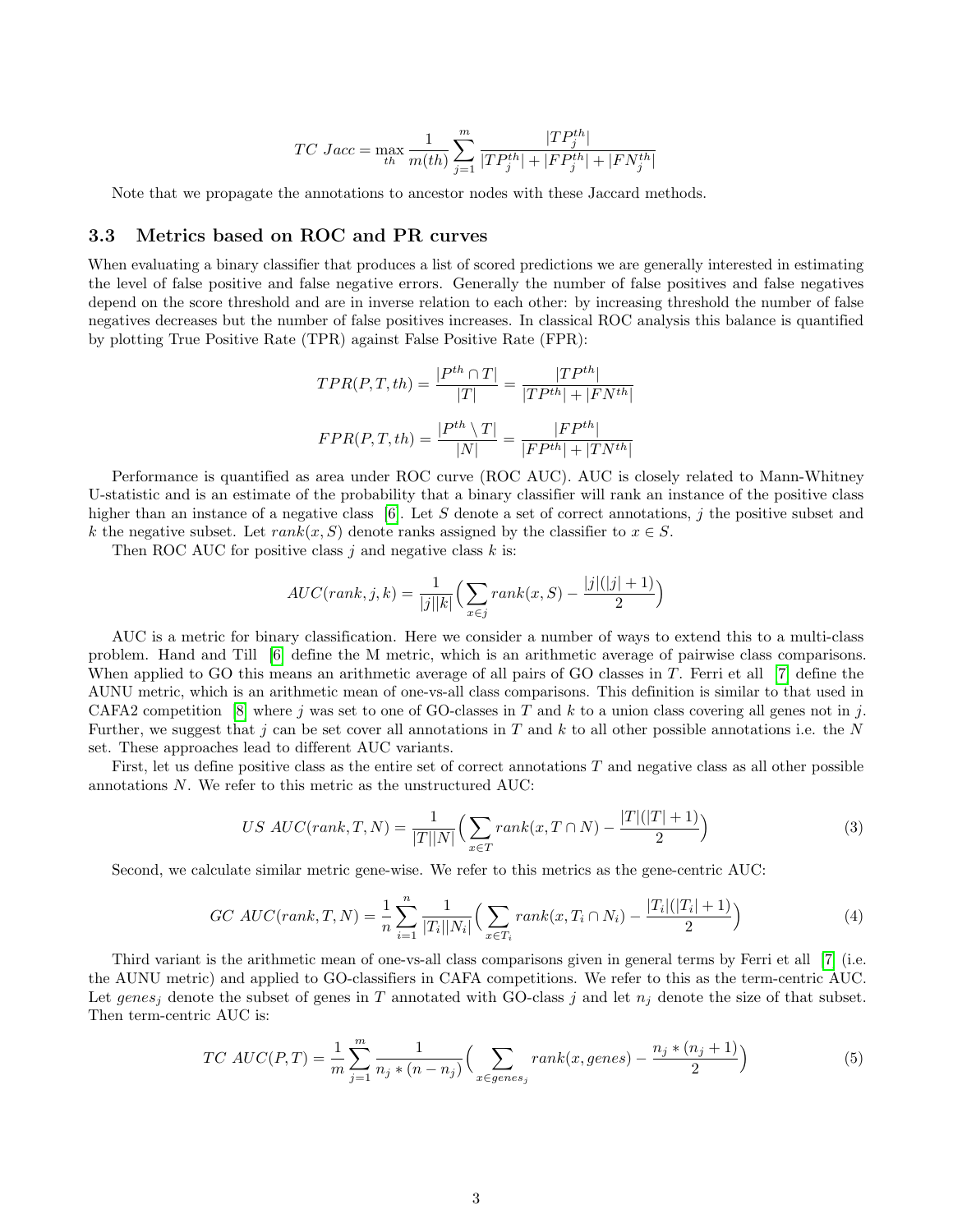$$TC\ Jacc = \max_{th} \frac{1}{m(th)} \sum_{j=1}^{m} \frac{|TP_j^{th}|}{|TP_j^{th}| + |FP_j^{th}| + |FN_j^{th}|}$$

Note that we propagate the annotations to ancestor nodes with these Jaccard methods.

### 3.3 Metrics based on ROC and PR curves

When evaluating a binary classifier that produces a list of scored predictions we are generally interested in estimating the level of false positive and false negative errors. Generally the number of false positives and false negatives depend on the score threshold and are in inverse relation to each other: by increasing threshold the number of false negatives decreases but the number of false positives increases. In classical ROC analysis this balance is quantified by plotting True Positive Rate (TPR) against False Positive Rate (FPR):

$$TPR(P, T, th) = \frac{|P^{th} \cap T|}{|T|} = \frac{|TP^{th}|}{|TP^{th}| + |FN^{th}|}$$

$$FPR(P, T, th) = \frac{|P^{th} \setminus T|}{|N|} = \frac{|FP^{th}|}{|FP^{th}| + |TN^{th}|}$$

Performance is quantified as area under ROC curve (ROC AUC). AUC is closely related to Mann-Whitney U-statistic and is an estimate of the probability that a binary classifier will rank an instance of the positive class higher than an instance of a negative class [6]. Let $S$ denote a set of correct annotations, $j$ the positive subset and $k$ the negative subset. Let $rank(x, S)$ denote ranks assigned by the classifier to $x \in S$.

Then ROC AUC for positive class $j$ and negative class $k$ is:

$$AUC(rank, j, k) = \frac{1}{|j||k|} \Big( \sum_{x \in j} rank(x, S) - \frac{|j|(|j|+1)}{2} \Big)$$

AUC is a metric for binary classification. Here we consider a number of ways to extend this to a multi-class problem. Hand and Till [6] define the M metric, which is an arithmetic average of pairwise class comparisons. When applied to GO this means an arithmetic average of all pairs of GO classes in $T$. Ferri et all [7] define the AUNU metric, which is an arithmetic mean of one-vs-all class comparisons. This definition is similar to that used in CAFA2 competition [8] where $j$ was set to one of GO-classes in $T$ and $k$ to a union class covering all genes not in $j$. Further, we suggest that $j$ can be set cover all annotations in $T$ and $k$ to all other possible annotations i.e. the $N$ set. These approaches lead to different AUC variants.

First, let us define positive class as the entire set of correct annotations $T$ and negative class as all other possible annotations $N$. We refer to this metric as the unstructured AUC:

$$US\ AUC(rank, T, N) = \frac{1}{|T||N|} \Big( \sum_{x \in T} rank(x, T \cap N) - \frac{|T|(|T|+1)}{2} \Big) \tag{3}$$

Second, we calculate similar metric gene-wise. We refer to this metrics as the gene-centric AUC:

$$GC\ AUC(rank, T, N) = \frac{1}{n} \sum_{i=1}^{n} \frac{1}{|T_i||N_i|} \Big( \sum_{x \in T_i} rank(x, T_i \cap N_i) - \frac{|T_i|(|T_i|+1)}{2} \Big) \tag{4}$$

Third variant is the arithmetic mean of one-vs-all class comparisons given in general terms by Ferri et all [7] (i.e. the AUNU metric) and applied to GO-classifiers in CAFA competitions. We refer to this as the term-centric AUC. Let $genes_j$ denote the subset of genes in $T$ annotated with GO-class $j$ and let $n_j$ denote the size of that subset. Then term-centric AUC is:

$$TC\ AUC(P, T) = \frac{1}{m} \sum_{j=1}^{m} \frac{1}{n_j * (n - n_j)} \Big( \sum_{x \in genes_j} rank(x, genes) - \frac{n_j * (n_j + 1)}{2} \Big) \tag{5}$$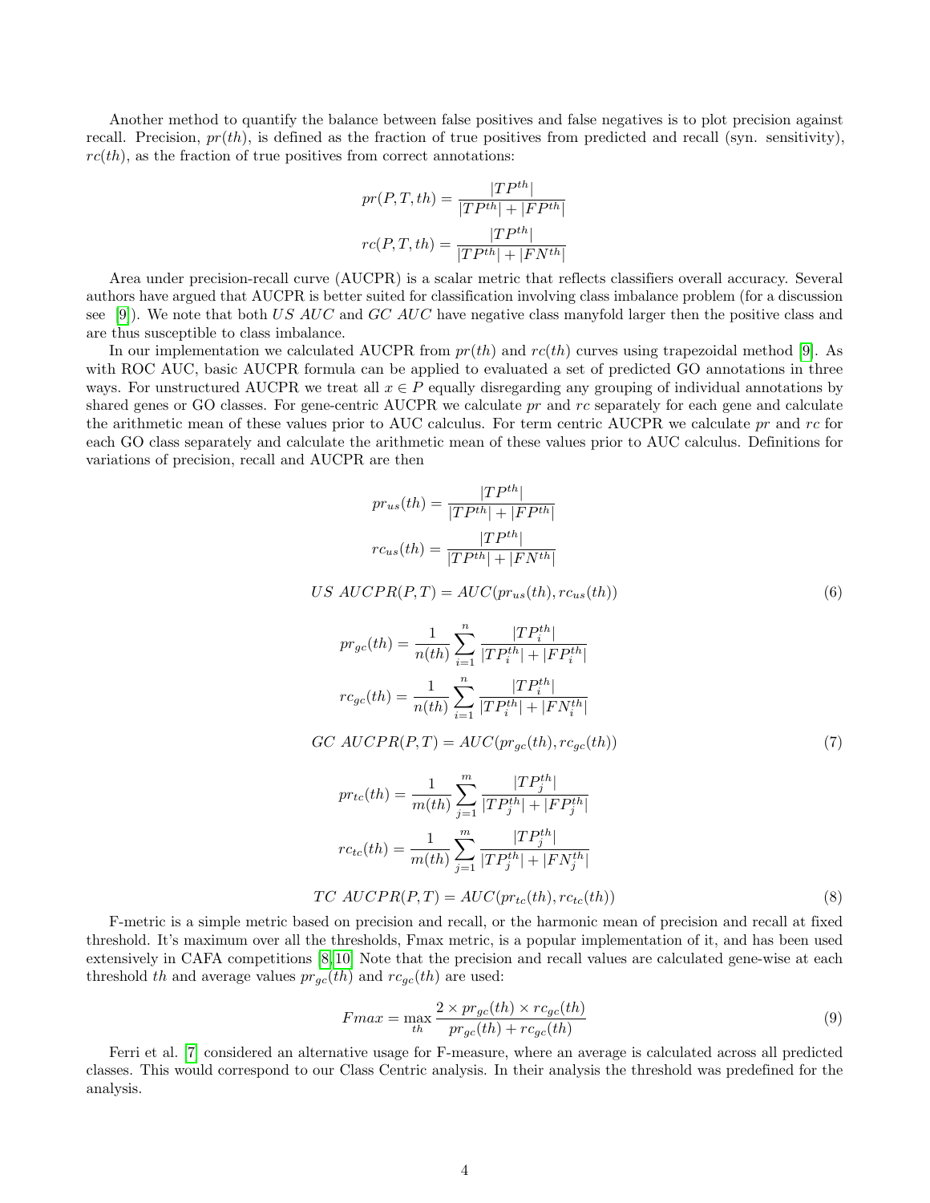Another method to quantify the balance between false positives and false negatives is to plot precision against recall. Precision, $pr(th)$, is defined as the fraction of true positives from predicted and recall (syn. sensitivity), $rc(th)$, as the fraction of true positives from correct annotations:

$$pr(P,T,th) = \frac{|TP^{th}|}{|TP^{th}| + |FP^{th}|}$$

$$rc(P,T,th) = \frac{|TP^{th}|}{|TP^{th}| + |FN^{th}|}$$

Area under precision-recall curve (AUCPR) is a scalar metric that reflects classifiers overall accuracy. Several authors have argued that AUCPR is better suited for classification involving class imbalance problem (for a discussion see [9]). We note that both *US AUC* and *GC AUC* have negative class manyfold larger then the positive class and are thus susceptible to class imbalance.

In our implementation we calculated AUCPR from $pr(th)$ and $rc(th)$ curves using trapezoidal method [9]. As with ROC AUC, basic AUCPR formula can be applied to evaluated a set of predicted GO annotations in three ways. For unstructured AUCPR we treat all $x \in P$ equally disregarding any grouping of individual annotations by shared genes or GO classes. For gene-centric AUCPR we calculate $pr$ and $rc$ separately for each gene and calculate the arithmetic mean of these values prior to AUC calculus. For term centric AUCPR we calculate $pr$ and $rc$ for each GO class separately and calculate the arithmetic mean of these values prior to AUC calculus. Definitions for variations of precision, recall and AUCPR are then

$$pr_{us}(th) = \frac{|TP^{th}|}{|TP^{th}| + |FP^{th}|}$$

$$rc_{us}(th) = \frac{|TP^{th}|}{|TP^{th}| + |FN^{th}|}$$

$$US\ AUCPR(P,T) = AUC(pr_{us}(th), rc_{us}(th)) \tag{6}$$

$$pr_{gc}(th) = \frac{1}{n(th)} \sum_{i=1}^{n} \frac{|TP_i^{th}|}{|TP_i^{th}| + |FP_i^{th}|}$$

$$rc_{gc}(th) = \frac{1}{n(th)} \sum_{i=1}^{n} \frac{|TP_i^{th}|}{|TP_i^{th}| + |FN_i^{th}|}$$

$$GC\ AUCPR(P,T) = AUC(pr_{gc}(th), rc_{gc}(th)) \tag{7}$$

$$pr_{tc}(th) = \frac{1}{m(th)} \sum_{j=1}^{m} \frac{|TP_j^{th}|}{|TP_j^{th}| + |FP_j^{th}|}$$

$$rc_{tc}(th) = \frac{1}{m(th)} \sum_{j=1}^{m} \frac{|TP_j^{th}|}{|TP_j^{th}| + |FN_j^{th}|}$$

$$TC\ AUCPR(P,T) = AUC(pr_{tc}(th), rc_{tc}(th)) \tag{8}$$

F-metric is a simple metric based on precision and recall, or the harmonic mean of precision and recall at fixed threshold. It's maximum over all the thresholds, Fmax metric, is a popular implementation of it, and has been used extensively in CAFA competitions [8,10] Note that the precision and recall values are calculated gene-wise at each threshold $th$ and average values $pr_{gc}(th)$ and $rc_{gc}(th)$ are used:

$$Fmax = \max_{th} \frac{2 \times pr_{gc}(th) \times rc_{gc}(th)}{pr_{gc}(th) + rc_{gc}(th)} \tag{9}$$

Ferri et al. [7] considered an alternative usage for F-measure, where an average is calculated across all predicted classes. This would correspond to our Class Centric analysis. In their analysis the threshold was predefined for the analysis.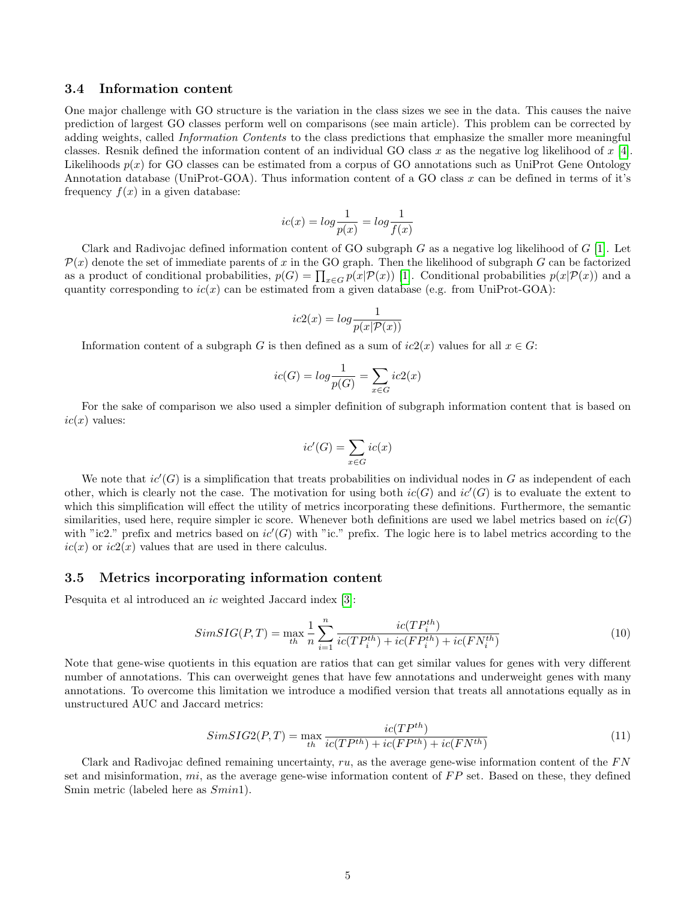### 3.4 Information content

One major challenge with GO structure is the variation in the class sizes we see in the data. This causes the naive prediction of largest GO classes perform well on comparisons (see main article). This problem can be corrected by adding weights, called *Information Contents* to the class predictions that emphasize the smaller more meaningful classes. Resnik defined the information content of an individual GO class $x$ as the negative log likelihood of $x$ [4]. Likelihoods $p(x)$ for GO classes can be estimated from a corpus of GO annotations such as UniProt Gene Ontology Annotation database (UniProt-GOA). Thus information content of a GO class $x$ can be defined in terms of it's frequency $f(x)$ in a given database:

$$ic(x) = log\frac{1}{p(x)} = log\frac{1}{f(x)}$$

Clark and Radivojac defined information content of GO subgraph $G$ as a negative log likelihood of $G$ [1]. Let $\mathcal{P}(x)$ denote the set of immediate parents of $x$ in the GO graph. Then the likelihood of subgraph $G$ can be factorized as a product of conditional probabilities, $p(G) = \prod_{x \in G} p(x|\mathcal{P}(x))$ [1]. Conditional probabilities $p(x|\mathcal{P}(x))$ and a quantity corresponding to $ic(x)$ can be estimated from a given database (e.g. from UniProt-GOA):

$$ic2(x) = log\frac{1}{p(x|\mathcal{P}(x))}$$

Information content of a subgraph $G$ is then defined as a sum of $ic2(x)$ values for all $x \in G$:

$$ic(G) = log\frac{1}{p(G)} = \sum_{x \in G} ic2(x)$$

For the sake of comparison we also used a simpler definition of subgraph information content that is based on $ic(x)$ values:

$$ic'(G) = \sum_{x \in G} ic(x)$$

We note that $ic'(G)$ is a simplification that treats probabilities on individual nodes in $G$ as independent of each other, which is clearly not the case. The motivation for using both $ic(G)$ and $ic'(G)$ is to evaluate the extent to which this simplification will effect the utility of metrics incorporating these definitions. Furthermore, the semantic similarities, used here, require simpler ic score. Whenever both definitions are used we label metrics based on $ic(G)$ with "ic2." prefix and metrics based on $ic'(G)$ with "ic." prefix. The logic here is to label metrics according to the $ic(x)$ or $ic2(x)$ values that are used in there calculus.

### 3.5 Metrics incorporating information content

Pesquita et al introduced an $ic$ weighted Jaccard index [3]:

$$SimSIG(P,T) = \max_{th} \frac{1}{n} \sum_{i=1}^{n} \frac{ic(TP_i^{th})}{ic(TP_i^{th}) + ic(FP_i^{th}) + ic(FN_i^{th})} \tag{10}$$

Note that gene-wise quotients in this equation are ratios that can get similar values for genes with very different number of annotations. This can overweight genes that have few annotations and underweight genes with many annotations. To overcome this limitation we introduce a modified version that treats all annotations equally as in unstructured AUC and Jaccard metrics:

$$SimSIG2(P,T) = \max_{th} \frac{ic(TP^{th})}{ic(TP^{th}) + ic(FP^{th}) + ic(FN^{th})} \tag{11}$$

Clark and Radivojac defined remaining uncertainty, $ru$, as the average gene-wise information content of the $FN$ set and misinformation, $mi$, as the average gene-wise information content of $FP$ set. Based on these, they defined Smin metric (labeled here as $Smin1$).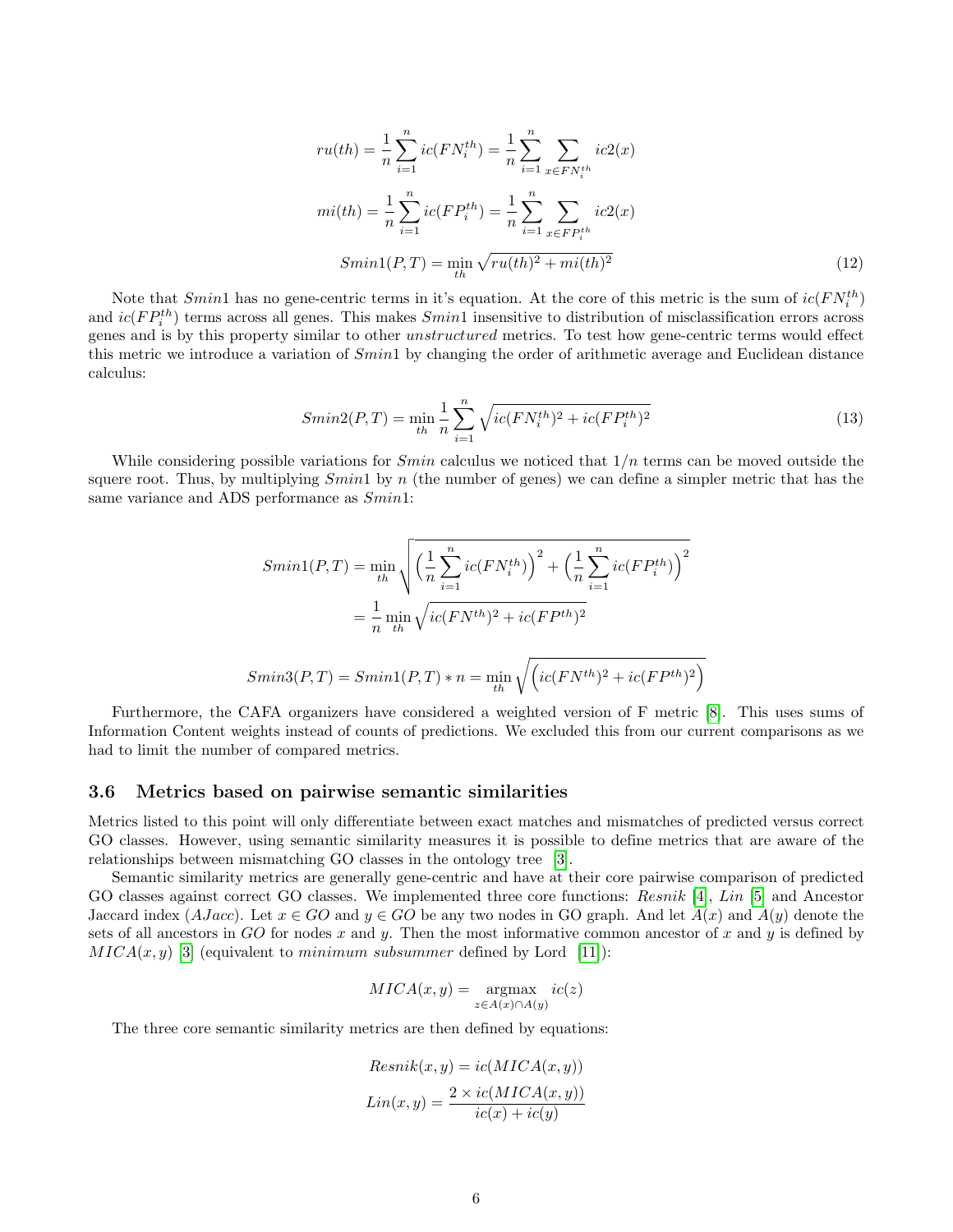$$ru(th) = \frac{1}{n}\sum_{i=1}^{n} ic(FN_i^{th}) = \frac{1}{n}\sum_{i=1}^{n}\sum_{x \in FN_i^{th}} ic2(x)$$

$$mi(th) = \frac{1}{n}\sum_{i=1}^{n} ic(FP_i^{th}) = \frac{1}{n}\sum_{i=1}^{n}\sum_{x \in FP_i^{th}} ic2(x)$$

$$Smin1(P,T) = \min_{th} \sqrt{ru(th)^2 + mi(th)^2} \tag{12}$$

Note that $Smin1$ has no gene-centric terms in it's equation. At the core of this metric is the sum of $ic(FN_i^{th})$ and $ic(FP_i^{th})$ terms across all genes. This makes $Smin1$ insensitive to distribution of misclassification errors across genes and is by this property similar to other *unstructured* metrics. To test how gene-centric terms would effect this metric we introduce a variation of $Smin1$ by changing the order of arithmetic average and Euclidean distance calculus:

$$Smin2(P,T) = \min_{th} \frac{1}{n}\sum_{i=1}^{n} \sqrt{ic(FN_i^{th})^2 + ic(FP_i^{th})^2} \tag{13}$$

While considering possible variations for $Smin$ calculus we noticed that $1/n$ terms can be moved outside the squere root. Thus, by multiplying $Smin1$ by $n$ (the number of genes) we can define a simpler metric that has the same variance and ADS performance as $Smin1$:

$$Smin1(P,T) = \min_{th} \sqrt{\Big(\frac{1}{n}\sum_{i=1}^{n} ic(FN_i^{th})\Big)^2 + \Big(\frac{1}{n}\sum_{i=1}^{n} ic(FP_i^{th})\Big)^2}$$
$$= \frac{1}{n}\min_{th} \sqrt{ic(FN^{th})^2 + ic(FP^{th})^2}$$

$$Smin3(P,T) = Smin1(P,T) * n = \min_{th} \sqrt{\Big(ic(FN^{th})^2 + ic(FP^{th})^2\Big)}$$

Furthermore, the CAFA organizers have considered a weighted version of F metric [8]. This uses sums of Information Content weights instead of counts of predictions. We excluded this from our current comparisons as we had to limit the number of compared metrics.

### 3.6 Metrics based on pairwise semantic similarities

Metrics listed to this point will only differentiate between exact matches and mismatches of predicted versus correct GO classes. However, using semantic similarity measures it is possible to define metrics that are aware of the relationships between mismatching GO classes in the ontology tree [3].

Semantic similarity metrics are generally gene-centric and have at their core pairwise comparison of predicted GO classes against correct GO classes. We implemented three core functions: *Resnik* [4], *Lin* [5] and Ancestor Jaccard index ($AJacc$). Let $x \in GO$ and $y \in GO$ be any two nodes in GO graph. And let $A(x)$ and $A(y)$ denote the sets of all ancestors in $GO$ for nodes $x$ and $y$. Then the most informative common ancestor of $x$ and $y$ is defined by $MICA(x,y)$ [3] (equivalent to *minimum subsummer* defined by Lord [11]):

$$MICA(x,y) = \operatorname*{argmax}_{z \in A(x) \cap A(y)} ic(z)$$

The three core semantic similarity metrics are then defined by equations:

$$Resnik(x,y) = ic(MICA(x,y))$$

$$Lin(x,y) = \frac{2 \times ic(MICA(x,y))}{ic(x) + ic(y)}$$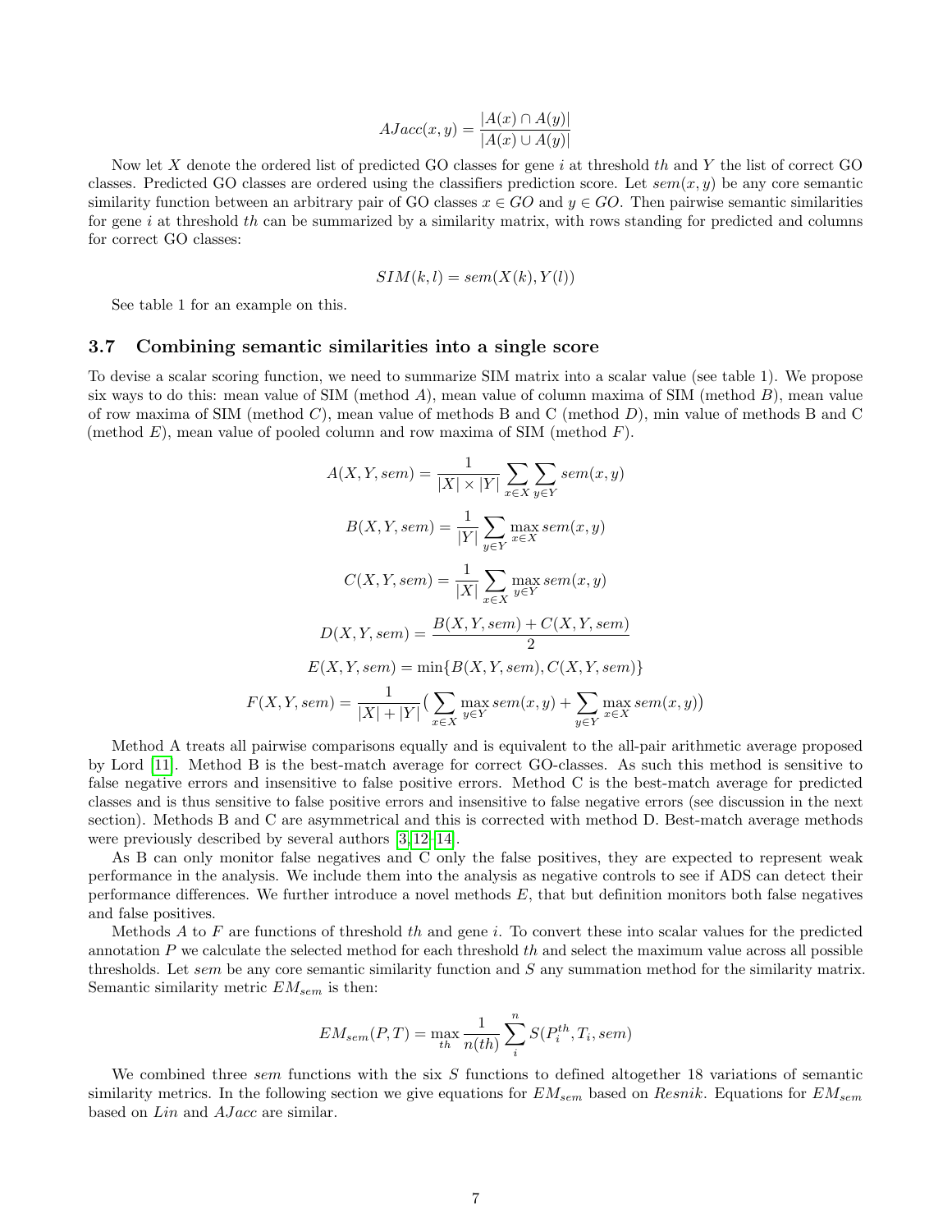$$AJacc(x, y) = \frac{|A(x) \cap A(y)|}{|A(x) \cup A(y)|}$$

Now let $X$ denote the ordered list of predicted GO classes for gene $i$ at threshold $th$ and $Y$ the list of correct GO classes. Predicted GO classes are ordered using the classifiers prediction score. Let $sem(x, y)$ be any core semantic similarity function between an arbitrary pair of GO classes $x \in GO$ and $y \in GO$. Then pairwise semantic similarities for gene $i$ at threshold $th$ can be summarized by a similarity matrix, with rows standing for predicted and columns for correct GO classes:

$$SIM(k, l) = sem(X(k), Y(l))$$

See table 1 for an example on this.

### 3.7 Combining semantic similarities into a single score

To devise a scalar scoring function, we need to summarize SIM matrix into a scalar value (see table 1). We propose six ways to do this: mean value of SIM (method $A$), mean value of column maxima of SIM (method $B$), mean value of row maxima of SIM (method $C$), mean value of methods B and C (method $D$), min value of methods B and C (method $E$), mean value of pooled column and row maxima of SIM (method $F$).

$$A(X, Y, sem) = \frac{1}{|X| \times |Y|} \sum_{x \in X} \sum_{y \in Y} sem(x, y)$$

$$B(X, Y, sem) = \frac{1}{|Y|} \sum_{y \in Y} \max_{x \in X} sem(x, y)$$

$$C(X, Y, sem) = \frac{1}{|X|} \sum_{x \in X} \max_{y \in Y} sem(x, y)$$

$$D(X, Y, sem) = \frac{B(X, Y, sem) + C(X, Y, sem)}{2}$$

$$E(X, Y, sem) = \min\{B(X, Y, sem), C(X, Y, sem)\}$$

$$F(X, Y, sem) = \frac{1}{|X| + |Y|} \big( \sum_{x \in X} \max_{y \in Y} sem(x, y) + \sum_{y \in Y} \max_{x \in X} sem(x, y) \big)$$

Method A treats all pairwise comparisons equally and is equivalent to the all-pair arithmetic average proposed by Lord [11]. Method B is the best-match average for correct GO-classes. As such this method is sensitive to false negative errors and insensitive to false positive errors. Method C is the best-match average for predicted classes and is thus sensitive to false positive errors and insensitive to false negative errors (see discussion in the next section). Methods B and C are asymmetrical and this is corrected with method D. Best-match average methods were previously described by several authors [3, 12–14].

As B can only monitor false negatives and C only the false positives, they are expected to represent weak performance in the analysis. We include them into the analysis as negative controls to see if ADS can detect their performance differences. We further introduce a novel methods $E$, that but definition monitors both false negatives and false positives.

Methods $A$ to $F$ are functions of threshold $th$ and gene $i$. To convert these into scalar values for the predicted annotation $P$ we calculate the selected method for each threshold $th$ and select the maximum value across all possible thresholds. Let $sem$ be any core semantic similarity function and $S$ any summation method for the similarity matrix. Semantic similarity metric $EM_{sem}$ is then:

$$EM_{sem}(P, T) = \max_{th} \frac{1}{n(th)} \sum_{i}^{n} S(P_i^{th}, T_i, sem)$$

We combined three $sem$ functions with the six $S$ functions to defined altogether 18 variations of semantic similarity metrics. In the following section we give equations for $EM_{sem}$ based on $Resnik$. Equations for $EM_{sem}$ based on $Lin$ and $AJacc$ are similar.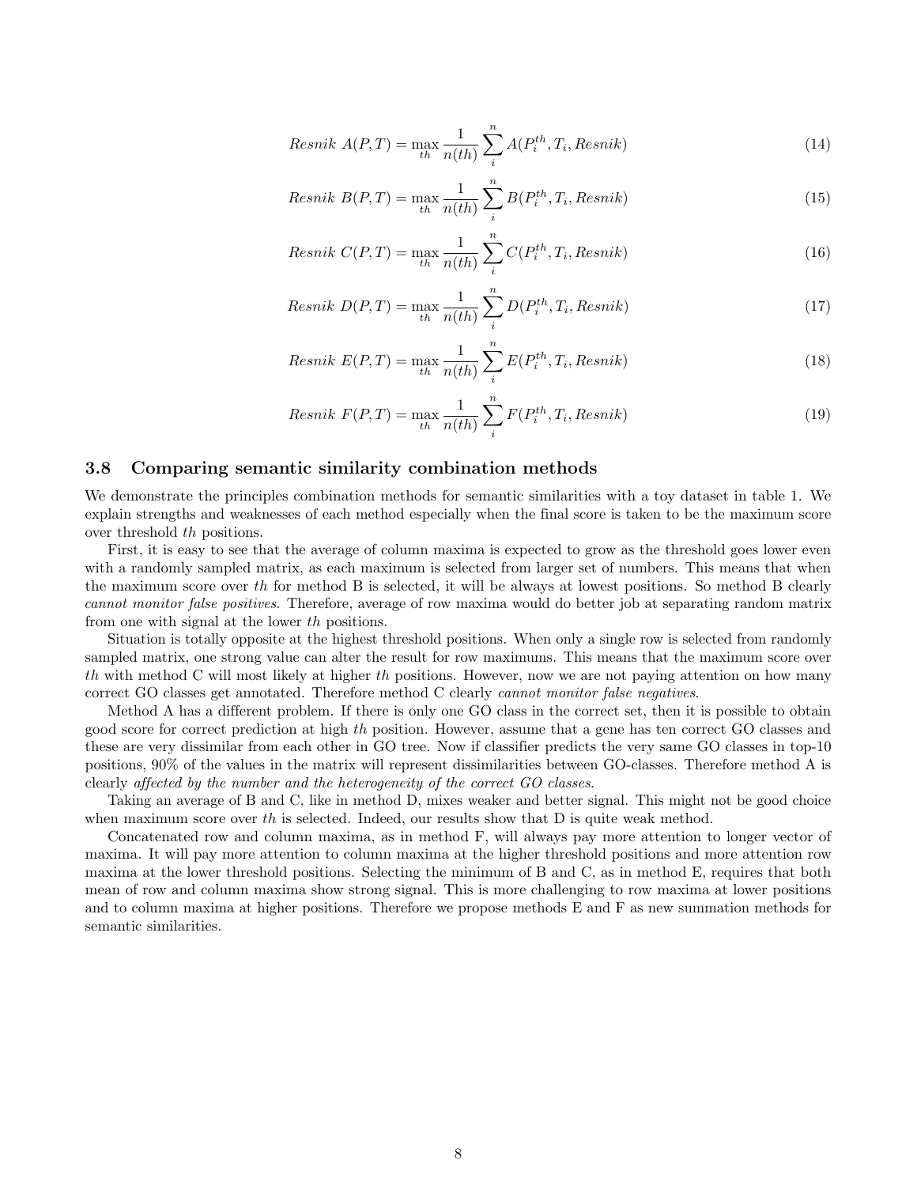$$Resnik\ A(P,T) = \max_{th} \frac{1}{n(th)} \sum_{i}^{n} A(P_i^{th}, T_i, Resnik) \tag{14}$$

$$Resnik\ B(P,T) = \max_{th} \frac{1}{n(th)} \sum_{i}^{n} B(P_i^{th}, T_i, Resnik) \tag{15}$$

$$Resnik\ C(P,T) = \max_{th} \frac{1}{n(th)} \sum_{i}^{n} C(P_i^{th}, T_i, Resnik) \tag{16}$$

$$Resnik\ D(P,T) = \max_{th} \frac{1}{n(th)} \sum_{i}^{n} D(P_i^{th}, T_i, Resnik) \tag{17}$$

$$Resnik\ E(P,T) = \max_{th} \frac{1}{n(th)} \sum_{i}^{n} E(P_i^{th}, T_i, Resnik) \tag{18}$$

$$Resnik\ F(P,T) = \max_{th} \frac{1}{n(th)} \sum_{i}^{n} F(P_i^{th}, T_i, Resnik) \tag{19}$$

### 3.8 Comparing semantic similarity combination methods

We demonstrate the principles combination methods for semantic similarities with a toy dataset in table 1. We explain strengths and weaknesses of each method especially when the final score is taken to be the maximum score over threshold $th$ positions.

First, it is easy to see that the average of column maxima is expected to grow as the threshold goes lower even with a randomly sampled matrix, as each maximum is selected from larger set of numbers. This means that when the maximum score over $th$ for method B is selected, it will be always at lowest positions. So method B clearly *cannot monitor false positives*. Therefore, average of row maxima would do better job at separating random matrix from one with signal at the lower $th$ positions.

Situation is totally opposite at the highest threshold positions. When only a single row is selected from randomly sampled matrix, one strong value can alter the result for row maximums. This means that the maximum score over $th$ with method C will most likely at higher $th$ positions. However, now we are not paying attention on how many correct GO classes get annotated. Therefore method C clearly *cannot monitor false negatives*.

Method A has a different problem. If there is only one GO class in the correct set, then it is possible to obtain good score for correct prediction at high $th$ position. However, assume that a gene has ten correct GO classes and these are very dissimilar from each other in GO tree. Now if classifier predicts the very same GO classes in top-10 positions, 90% of the values in the matrix will represent dissimilarities between GO-classes. Therefore method A is clearly *affected by the number and the heterogeneity of the correct GO classes*.

Taking an average of B and C, like in method D, mixes weaker and better signal. This might not be good choice when maximum score over $th$ is selected. Indeed, our results show that D is quite weak method.

Concatenated row and column maxima, as in method F, will always pay more attention to longer vector of maxima. It will pay more attention to column maxima at the higher threshold positions and more attention row maxima at the lower threshold positions. Selecting the minimum of B and C, as in method E, requires that both mean of row and column maxima show strong signal. This is more challenging to row maxima at lower positions and to column maxima at higher positions. Therefore we propose methods E and F as new summation methods for semantic similarities.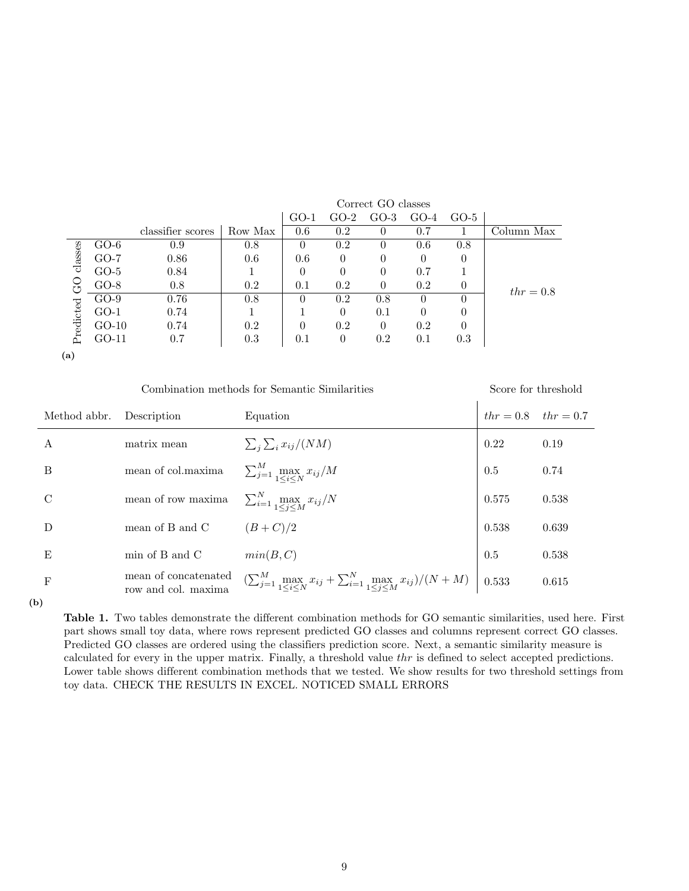|  |  |  |  | Correct GO classes |  |  |  |  |  |
|---|---|---|---|---|---|---|---|---|---|
|  |  |  |  | GO-1 | GO-2 | GO-3 | GO-4 | GO-5 |  |
|  |  | classifier scores | Row Max | 0.6 | 0.2 | 0 | 0.7 | 1 | Column Max |
| Predicted GO classes | GO-6 | 0.9 | 0.8 | 0 | 0.2 | 0 | 0.6 | 0.8 |  |
|  | GO-7 | 0.86 | 0.6 | 0.6 | 0 | 0 | 0 | 0 |  |
|  | GO-5 | 0.84 | 1 | 0 | 0 | 0 | 0.7 | 1 |  |
|  | GO-8 | 0.8 | 0.2 | 0.1 | 0.2 | 0 | 0.2 | 0 | $thr = 0.8$ |
|  | GO-9 | 0.76 | 0.8 | 0 | 0.2 | 0.8 | 0 | 0 |  |
|  | GO-1 | 0.74 | 1 | 1 | 0 | 0.1 | 0 | 0 |  |
|  | GO-10 | 0.74 | 0.2 | 0 | 0.2 | 0 | 0.2 | 0 |  |
|  | GO-11 | 0.7 | 0.3 | 0.1 | 0 | 0.2 | 0.1 | 0.3 |  |

**(a)**

| Combination methods for Semantic Similarities |  |  | Score for threshold |  |
|---|---|---|---|---|
| Method abbr. | Description | Equation | $thr = 0.8$ | $thr = 0.7$ |
| A | matrix mean | $\sum_j \sum_i x_{ij}/(NM)$ | 0.22 | 0.19 |
| B | mean of col.maxima | $\sum_{j=1}^{M} \max\limits_{1 \leq i \leq N} x_{ij}/M$ | 0.5 | 0.74 |
| C | mean of row maxima | $\sum_{i=1}^{N} \max\limits_{1 \leq j \leq M} x_{ij}/N$ | 0.575 | 0.538 |
| D | mean of B and C | $(B + C)/2$ | 0.538 | 0.639 |
| E | min of B and C | $min(B, C)$ | 0.5 | 0.538 |
| F | mean of concatenated row and col. maxima | $(\sum_{j=1}^{M} \max\limits_{1 \leq i \leq N} x_{ij} + \sum_{i=1}^{N} \max\limits_{1 \leq j \leq M} x_{ij})/(N + M)$ | 0.533 | 0.615 |

**(b)**

**Table 1.** Two tables demonstrate the different combination methods for GO semantic similarities, used here. First part shows small toy data, where rows represent predicted GO classes and columns represent correct GO classes. Predicted GO classes are ordered using the classifiers prediction score. Next, a semantic similarity measure is calculated for every in the upper matrix. Finally, a threshold value $thr$ is defined to select accepted predictions. Lower table shows different combination methods that we tested. We show results for two threshold settings from toy data. CHECK THE RESULTS IN EXCEL. NOTICED SMALL ERRORS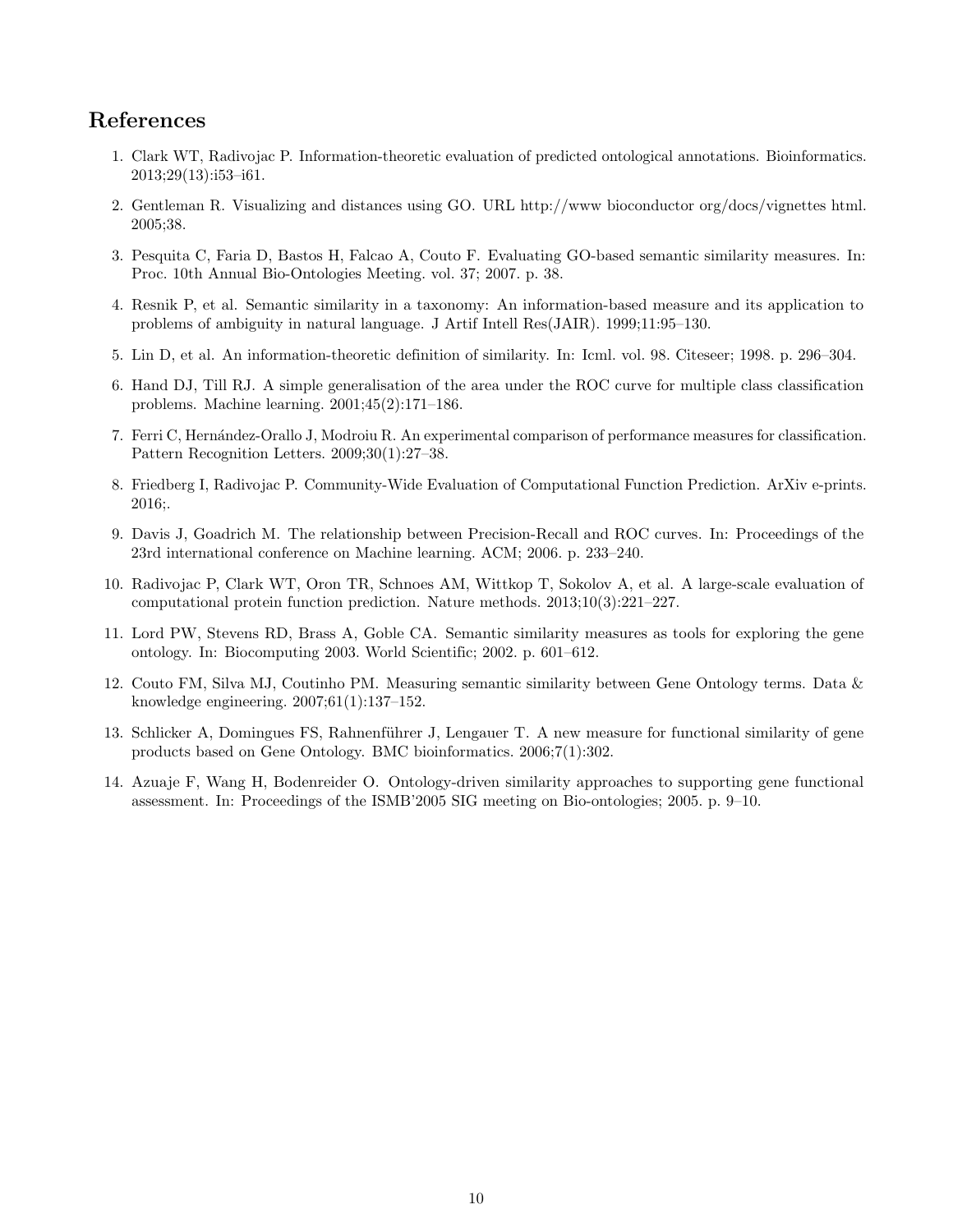## References

1. Clark WT, Radivojac P. Information-theoretic evaluation of predicted ontological annotations. Bioinformatics. 2013;29(13):i53–i61.
2. Gentleman R. Visualizing and distances using GO. URL http://www bioconductor org/docs/vignettes html. 2005;38.
3. Pesquita C, Faria D, Bastos H, Falcao A, Couto F. Evaluating GO-based semantic similarity measures. In: Proc. 10th Annual Bio-Ontologies Meeting. vol. 37; 2007. p. 38.
4. Resnik P, et al. Semantic similarity in a taxonomy: An information-based measure and its application to problems of ambiguity in natural language. J Artif Intell Res(JAIR). 1999;11:95–130.
5. Lin D, et al. An information-theoretic definition of similarity. In: Icml. vol. 98. Citeseer; 1998. p. 296–304.
6. Hand DJ, Till RJ. A simple generalisation of the area under the ROC curve for multiple class classification problems. Machine learning. 2001;45(2):171–186.
7. Ferri C, Hernández-Orallo J, Modroiu R. An experimental comparison of performance measures for classification. Pattern Recognition Letters. 2009;30(1):27–38.
8. Friedberg I, Radivojac P. Community-Wide Evaluation of Computational Function Prediction. ArXiv e-prints. 2016;.
9. Davis J, Goadrich M. The relationship between Precision-Recall and ROC curves. In: Proceedings of the 23rd international conference on Machine learning. ACM; 2006. p. 233–240.
10. Radivojac P, Clark WT, Oron TR, Schnoes AM, Wittkop T, Sokolov A, et al. A large-scale evaluation of computational protein function prediction. Nature methods. 2013;10(3):221–227.
11. Lord PW, Stevens RD, Brass A, Goble CA. Semantic similarity measures as tools for exploring the gene ontology. In: Biocomputing 2003. World Scientific; 2002. p. 601–612.
12. Couto FM, Silva MJ, Coutinho PM. Measuring semantic similarity between Gene Ontology terms. Data & knowledge engineering. 2007;61(1):137–152.
13. Schlicker A, Domingues FS, Rahnenführer J, Lengauer T. A new measure for functional similarity of gene products based on Gene Ontology. BMC bioinformatics. 2006;7(1):302.
14. Azuaje F, Wang H, Bodenreider O. Ontology-driven similarity approaches to supporting gene functional assessment. In: Proceedings of the ISMB'2005 SIG meeting on Bio-ontologies; 2005. p. 9–10.